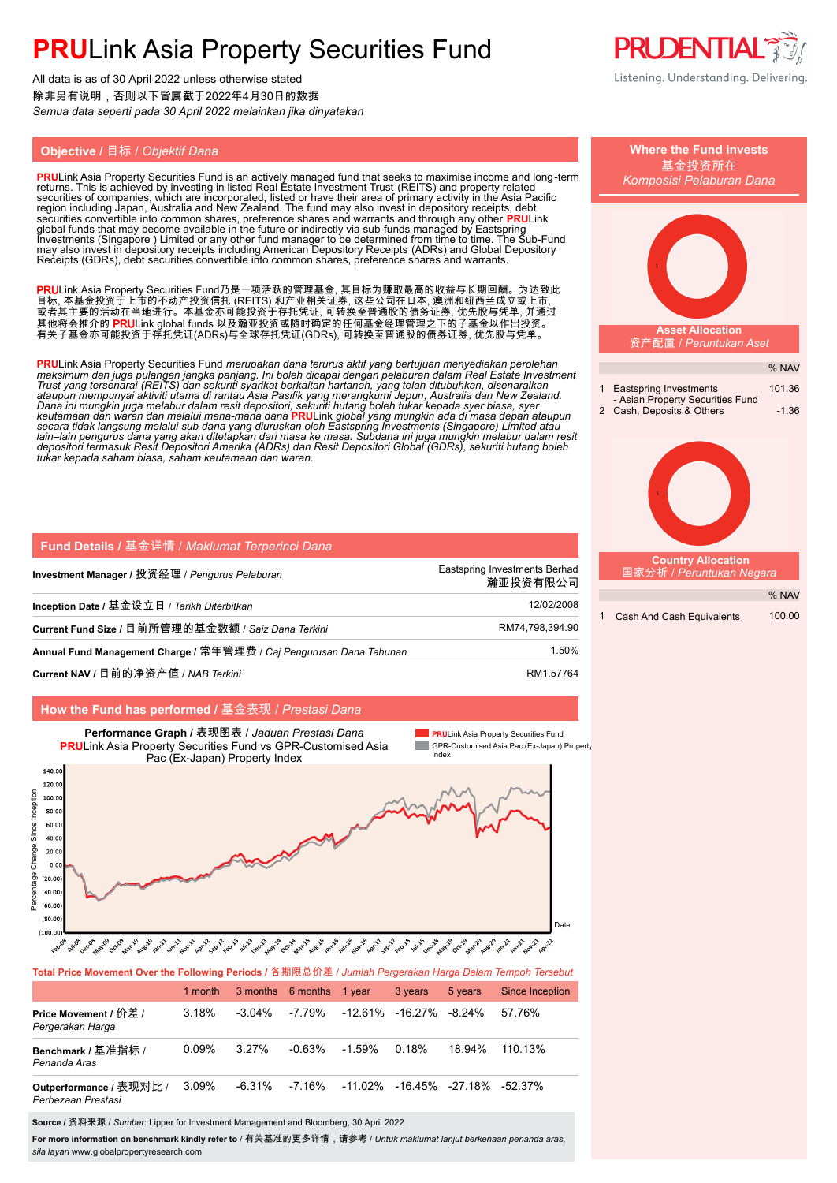# **PRU**Link Asia Property Securities Fund

All data is as of 30 April 2022 unless otherwise stated
除非另有说明，否则以下皆属截于2022年4月30日的数据
*Semua data seperti pada 30 April 2022 melainkan jika dinyatakan*

## Objective / 目标 / *Objektif Dana*

**PRU**Link Asia Property Securities Fund is an actively managed fund that seeks to maximise income and long-term returns. This is achieved by investing in listed Real Estate Investment Trust (REITS) and property related securities of companies, which are incorporated, listed or have their area of primary activity in the Asia Pacific region including Japan, Australia and New Zealand. The fund may also invest in depository receipts, debt securities convertible into common shares, preference shares and warrants and through any other **PRU**Link global funds that may become available in the future or indirectly via sub-funds managed by Eastspring Investments (Singapore ) Limited or any other fund manager to be determined from time to time. The Sub-Fund may also invest in depository receipts including American Depository Receipts (ADRs) and Global Depository Receipts (GDRs), debt securities convertible into common shares, preference shares and warrants.

**PRU**Link Asia Property Securities Fund乃是一项活跃的管理基金, 其目标为赚取最高的收益与长期回酬。为达致此目标, 本基金投资于上市的不动产投资信托 (REITS) 和产业相关证券, 这些公司在日本, 澳洲和紐西兰成立或上市, 或者其主要的活动在当地进行。本基金亦可能投资于存托凭证, 可转换至普通股的债券证券, 优先股与凭单, 并通过其他将会推介的 **PRU**Link global funds 以及瀚亚投资或随时确定的任何基金经理管理之下的子基金以作出投资。有关子基金亦可能投资于存托凭证(ADRs)与全球存托凭证(GDRs), 可转换至普通股的债券证券, 优先股与凭单。

***PRU**Link Asia Property Securities Fund merupakan dana terurus aktif yang bertujuan menyediakan perolehan maksimum dan juga pulangan jangka panjang. Ini boleh dicapai dengan pelaburan dalam Real Estate Investment Trust yang tersenarai (REITS) dan sekuriti syarikat berkaitan hartanah, yang telah ditubuhkan, disenaraikan ataupun mempunyai aktiviti utama di rantau Asia Pasifik yang merangkumi Jepun, Australia dan New Zealand. Dana ini mungkin juga melabur dalam resit depositori, sekuriti hutang boleh tukar kepada syer biasa, syer keutamaan dan waran dan melalui mana-mana dana **PRU**Link global yang mungkin ada di masa depan ataupun secara tidak langsung melalui sub dana yang diuruskan oleh Eastspring Investments (Singapore) Limited atau lain–lain pengurus dana yang akan ditetapkan dari masa ke masa. Subdana ini juga mungkin melabur dalam resit depositori termasuk Resit Depositori Amerika (ADRs) dan Resit Depositori Global (GDRs), sekuriti hutang boleh tukar kepada saham biasa, saham keutamaan dan waran.*

## Fund Details / 基金详情 / *Maklumat Terperinci Dana*

| | |
|---|---|
| **Investment Manager** / 投资经理 / *Pengurus Pelaburan* | Eastspring Investments Berhad 瀚亚投资有限公司 |
| **Inception Date** / 基金设立日 / *Tarikh Diterbitkan* | 12/02/2008 |
| **Current Fund Size** / 目前所管理的基金数额 / *Saiz Dana Terkini* | RM74,798,394.90 |
| **Annual Fund Management Charge** / 常年管理费 / *Caj Pengurusan Dana Tahunan* | 1.50% |
| **Current NAV** / 目前的净资产值 / *NAB Terkini* | RM1.57764 |

## How the Fund has performed / 基金表现 / *Prestasi Dana*

**Performance Graph** / 表现图表 / *Jaduan Prestasi Dana*
**PRU**Link Asia Property Securities Fund vs GPR-Customised Asia Pac (Ex-Japan) Property Index

Legend: **PRU**Link Asia Property Securities Fund; GPR-Customised Asia Pac (Ex-Japan) Property Index

Y-axis: Percentage Change Since Inception (140.00 to (100.00)); X-axis: Date (Feb-08 to Apr-22)

**Total Price Movement Over the Following Periods / 各期限总价差 / *Jumlah Pergerakan Harga Dalam Tempoh Tersebut***

| | 1 month | 3 months | 6 months | 1 year | 3 years | 5 years | Since Inception |
|---|---|---|---|---|---|---|---|
| **Price Movement** / 价差 / *Pergerakan Harga* | 3.18% | -3.04% | -7.79% | -12.61% | -16.27% | -8.24% | 57.76% |
| **Benchmark** / 基准指标 / *Penanda Aras* | 0.09% | 3.27% | -0.63% | -1.59% | 0.18% | 18.94% | 110.13% |
| **Outperformance** / 表现对比 / *Perbezaan Prestasi* | 3.09% | -6.31% | -7.16% | -11.02% | -16.45% | -27.18% | -52.37% |

**Source** / 资料来源 / *Sumber*: Lipper for Investment Management and Bloomberg, 30 April 2022

**For more information on benchmark kindly refer to** / 有关基准的更多详情，请参考 / *Untuk maklumat lanjut berkenaan penanda aras, sila layari* www.globalpropertyresearch.com

## Where the Fund invests / 基金投资所在 / *Komposisi Pelaburan Dana*

### Asset Allocation / 资产配置 / *Peruntukan Aset*

| | | % NAV |
|---|---|---|
| 1 | Eastspring Investments - Asian Property Securities Fund | 101.36 |
| 2 | Cash, Deposits & Others | -1.36 |

### Country Allocation / 国家分析 / *Peruntukan Negara*

| | | % NAV |
|---|---|---|
| 1 | Cash And Cash Equivalents | 100.00 |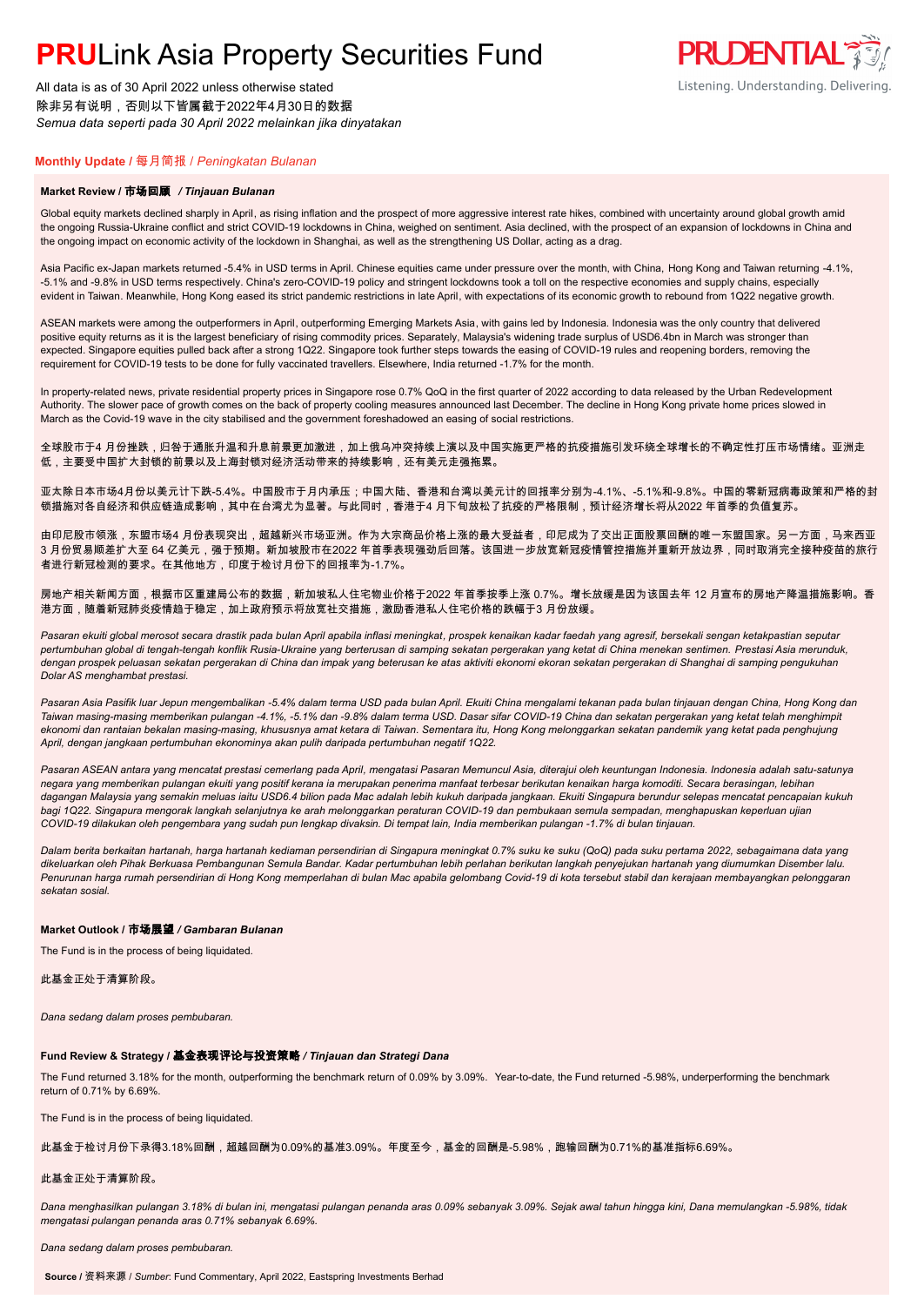# PRULink Asia Property Securities Fund

All data is as of 30 April 2022 unless otherwise stated
除非另有说明，否则以下皆属截于2022年4月30日的数据
*Semua data seperti pada 30 April 2022 melainkan jika dinyatakan*

Listening. Understanding. Delivering.

## Monthly Update / 每月简报 / *Peningkatan Bulanan*

### Market Review / 市场回顾 / *Tinjauan Bulanan*

Global equity markets declined sharply in April, as rising inflation and the prospect of more aggressive interest rate hikes, combined with uncertainty around global growth amid the ongoing Russia-Ukraine conflict and strict COVID-19 lockdowns in China, weighed on sentiment. Asia declined, with the prospect of an expansion of lockdowns in China and the ongoing impact on economic activity of the lockdown in Shanghai, as well as the strengthening US Dollar, acting as a drag.

Asia Pacific ex-Japan markets returned -5.4% in USD terms in April. Chinese equities came under pressure over the month, with China, Hong Kong and Taiwan returning -4.1%, -5.1% and -9.8% in USD terms respectively. China's zero-COVID-19 policy and stringent lockdowns took a toll on the respective economies and supply chains, especially evident in Taiwan. Meanwhile, Hong Kong eased its strict pandemic restrictions in late April, with expectations of its economic growth to rebound from 1Q22 negative growth.

ASEAN markets were among the outperformers in April, outperforming Emerging Markets Asia, with gains led by Indonesia. Indonesia was the only country that delivered positive equity returns as it is the largest beneficiary of rising commodity prices. Separately, Malaysia's widening trade surplus of USD6.4bn in March was stronger than expected. Singapore equities pulled back after a strong 1Q22. Singapore took further steps towards the easing of COVID-19 rules and reopening borders, removing the requirement for COVID-19 tests to be done for fully vaccinated travellers. Elsewhere, India returned -1.7% for the month.

In property-related news, private residential property prices in Singapore rose 0.7% QoQ in the first quarter of 2022 according to data released by the Urban Redevelopment Authority. The slower pace of growth comes on the back of property cooling measures announced last December. The decline in Hong Kong private home prices slowed in March as the Covid-19 wave in the city stabilised and the government foreshadowed an easing of social restrictions.

全球股市于4 月份挫跌，归咎于通胀升温和升息前景更加激进，加上俄乌冲突持续上演以及中国实施更严格的抗疫措施引发环绕全球增长的不确定性打压市场情绪。亚洲走低，主要受中国扩大封锁的前景以及上海封锁对经济活动带来的持续影响，还有美元走强拖累。

亚太除日本市场4月份以美元计下跌-5.4%。中国股市于月内承压；中国大陆、香港和台湾以美元计的回报率分别为-4.1%、-5.1%和-9.8%。中国的零新冠病毒政策和严格的封锁措施对各自经济和供应链造成影响，其中在台湾尤为显著。与此同时，香港于4 月下旬放松了抗疫的严格限制，预计经济增长将从2022 年首季的负值复苏。

由印尼股市领涨，东盟市场4 月份表现突出，超越新兴市场亚洲。作为大宗商品价格上涨的最大受益者，印尼成为了交出正面股票回酬的唯一东盟国家。另一方面，马来西亚3 月份贸易顺差扩大至 64 亿美元，强于预期。新加坡股市在2022 年首季表现强劲后回落。该国进一步放宽新冠疫情管控措施并重新开放边界，同时取消完全接种疫苗的旅行者进行新冠检测的要求。在其他地方，印度于检讨月份下的回报率为-1.7%。

房地产相关新闻方面，根据市区重建局公布的数据，新加坡私人住宅物业价格于2022 年首季按季上涨 0.7%。增长放缓是因为该国去年 12 月宣布的房地产降温措施影响。香港方面，随着新冠肺炎疫情趋于稳定，加上政府预示将放宽社交措施，激励香港私人住宅价格的跌幅于3 月份放缓。

*Pasaran ekuiti global merosot secara drastik pada bulan April apabila inflasi meningkat, prospek kenaikan kadar faedah yang agresif, bersekali sengan ketakpastian seputar pertumbuhan global di tengah-tengah konflik Rusia-Ukraine yang berterusan di samping sekatan pergerakan yang ketat di China menekan sentimen. Prestasi Asia merunduk, dengan prospek peluasan sekatan pergerakan di China dan impak yang berterusan ke atas aktiviti ekonomi ekoran sekatan pergerakan di Shanghai di samping pengukuhan Dolar AS menghambat prestasi.*

*Pasaran Asia Pasifik luar Jepun mengembalikan -5.4% dalam terma USD pada bulan April. Ekuiti China mengalami tekanan pada bulan tinjauan dengan China, Hong Kong dan Taiwan masing-masing memberikan pulangan -4.1%, -5.1% dan -9.8% dalam terma USD. Dasar sifar COVID-19 China dan sekatan pergerakan yang ketat telah menghimpit ekonomi dan rantaian bekalan masing-masing, khususnya amat ketara di Taiwan. Sementara itu, Hong Kong melonggarkan sekatan pandemik yang ketat pada penghujung April, dengan jangkaan pertumbuhan ekonominya akan pulih daripada pertumbuhan negatif 1Q22.*

*Pasaran ASEAN antara yang mencatat prestasi cemerlang pada April, mengatasi Pasaran Memuncul Asia, diterajui oleh keuntungan Indonesia. Indonesia adalah satu-satunya negara yang memberikan pulangan ekuiti yang positif kerana ia merupakan penerima manfaat terbesar berikutan kenaikan harga komoditi. Secara berasingan, lebihan dagangan Malaysia yang semakin meluas iaitu USD6.4 bilion pada Mac adalah lebih kukuh daripada jangkaan. Ekuiti Singapura berundur selepas mencatat pencapaian kukuh bagi 1Q22. Singapura mengorak langkah selanjutnya ke arah melonggarkan peraturan COVID-19 dan pembukaan semula sempadan, menghapuskan keperluan ujian COVID-19 dilakukan oleh pengembara yang sudah pun lengkap divaksin. Di tempat lain, India memberikan pulangan -1.7% di bulan tinjauan.*

*Dalam berita berkaitan hartanah, harga hartanah kediaman persendirian di Singapura meningkat 0.7% suku ke suku (QoQ) pada suku pertama 2022, sebagaimana data yang dikeluarkan oleh Pihak Berkuasa Pembangunan Semula Bandar. Kadar pertumbuhan lebih perlahan berikutan langkah penyejukan hartanah yang diumumkan Disember lalu. Penurunan harga rumah persendirian di Hong Kong memperlahan di bulan Mac apabila gelombang Covid-19 di kota tersebut stabil dan kerajaan membayangkan pelonggaran sekatan sosial.*

### Market Outlook / 市场展望 / *Gambaran Bulanan*

The Fund is in the process of being liquidated.

此基金正处于清算阶段。

*Dana sedang dalam proses pembubaran.*

### Fund Review & Strategy / 基金表现评论与投资策略 / *Tinjauan dan Strategi Dana*

The Fund returned 3.18% for the month, outperforming the benchmark return of 0.09% by 3.09%. Year-to-date, the Fund returned -5.98%, underperforming the benchmark return of 0.71% by 6.69%.

The Fund is in the process of being liquidated.

此基金于检讨月份下录得3.18%回酬，超越回酬为0.09%的基准3.09%。年度至今，基金的回酬是-5.98%，跑输回酬为0.71%的基准指标6.69%。

此基金正处于清算阶段。

*Dana menghasilkan pulangan 3.18% di bulan ini, mengatasi pulangan penanda aras 0.09% sebanyak 3.09%. Sejak awal tahun hingga kini, Dana memulangkan -5.98%, tidak mengatasi pulangan penanda aras 0.71% sebanyak 6.69%.*

*Dana sedang dalam proses pembubaran.*

**Source** / 资料来源 / *Sumber*: Fund Commentary, April 2022, Eastspring Investments Berhad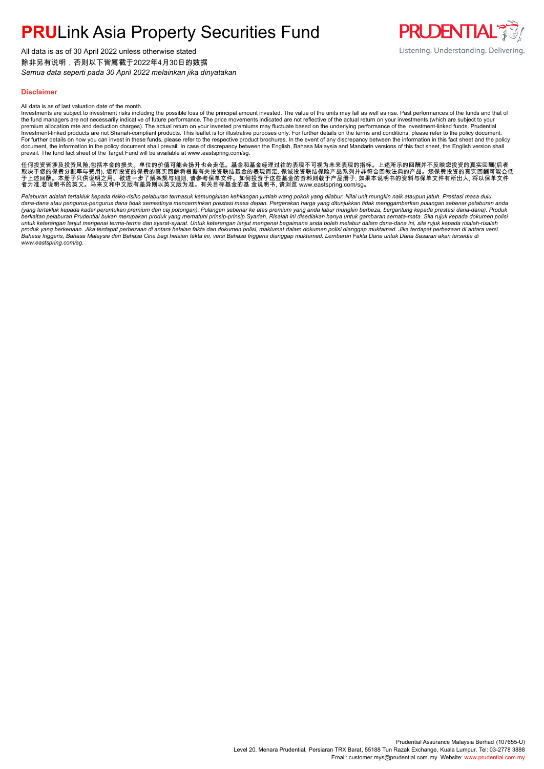# **PRU**Link Asia Property Securities Fund

All data is as of 30 April 2022 unless otherwise stated

除非另有说明，否则以下皆属截于2022年4月30日的数据

*Semua data seperti pada 30 April 2022 melainkan jika dinyatakan*

PRUDENTIAL

Listening. Understanding. Delivering.

### Disclaimer

All data is as of last valuation date of the month.
Investments are subject to investment risks including the possible loss of the principal amount invested. The value of the units may fall as well as rise. Past performances of the funds and that of the fund managers are not necessarily indicative of future performance. The price movements indicated are not reflective of the actual return on your investments (which are subject to your premium allocation rate and deduction charges). The actual return on your invested premiums may fluctuate based on the underlying performance of the investment-linked funds. Prudential Investment-linked products are not Shariah-compliant products. This leaflet is for illustrative purposes only. For further details on the terms and conditions, please refer to the policy document. For further details on how you can invest in these funds, please refer to the respective product brochures. In the event of any discrepancy between the information in this fact sheet and the policy document, the information in the policy document shall prevail. In case of discrepancy between the English, Bahasa Malaysia and Mandarin versions of this fact sheet, the English version shall prevail. The fund fact sheet of the Target Fund will be available at www.eastspring.com/sg.

任何投资皆涉及投资风险,包括本金的损失。单位的价值可能会扬升也会走低。基金和基金经理过往的表现不可视为未来表现的指标。上述所示的回酬并不反映您投资的真实回酬(后者取决于您的保费分配率与费用). 您所投资的保费的真实回酬将根据有关投资联结基金的表现而定. 保诚投资联结保险产品系列并非符合回教法典的产品。您保费投资的真实回酬可能会低于上述回酬。本册子只供说明之用。欲进一步了解条规与细则, 请参考保单文件。如何投资于这些基金的资料则载于产品册子, 如果本说明书的资料与保单文件有所出入, 将以保单文件者为准.若说明书的英文。马来文和中文版有差异则以英文版为准。有关目标基金的基 金说明书, 请浏览 www.eastspring.com/sg。

*Pelaburan adalah tertakluk kepada risiko-risiko pelaburan termasuk kemungkinan kehilangan jumlah wang pokok yang dilabur. Nilai unit mungkin naik ataupun jatuh. Prestasi masa dulu dana-dana atau pengurus-pengurus dana tidak semestinya mencerminkan prestasi masa depan. Pergerakan harga yang ditunjukkan tidak menggambarkan pulangan sebenar pelaburan anda (yang tertakluk kepada kadar peruntukan premium dan caj potongan). Pulangan sebenar ke atas premium yang anda labur mungkin berbeza, bergantung kepada prestasi dana-dana). Produk berkaitan pelaburan Prudential bukan merupakan produk yang mematuhi prinsip-prinsip Syariah. Risalah ini disediakan hanya untuk gambaran semata-mata. Sila rujuk kepada dokumen polisi untuk keterangan lanjut mengenai terma-terma dan syarat-syarat. Untuk keterangan lanjut mengenai bagaimana anda boleh melabur dalam dana-dana ini, sila rujuk kepada risalah-risalah produk yang berkenaan. Jika terdapat perbezaan di antara helaian fakta dan dokumen polisi, maklumat dalam dokumen polisi dianggap muktamad. Jika terdapat perbezaan di antara versi Bahasa Inggeris, Bahasa Malaysia dan Bahasa Cina bagi helaian fakta ini, versi Bahasa Inggeris dianggap muktamad. Lembaran Fakta Dana untuk Dana Sasaran akan tersedia di www.eastspring.com/sg.*

Prudential Assurance Malaysia Berhad (107655-U)
Level 20, Menara Prudential, Persiaran TRX Barat, 55188 Tun Razak Exchange, Kuala Lumpur. Tel: 03-2778 3888
Email: customer.mys@prudential.com.my Website: www.prudential.com.my